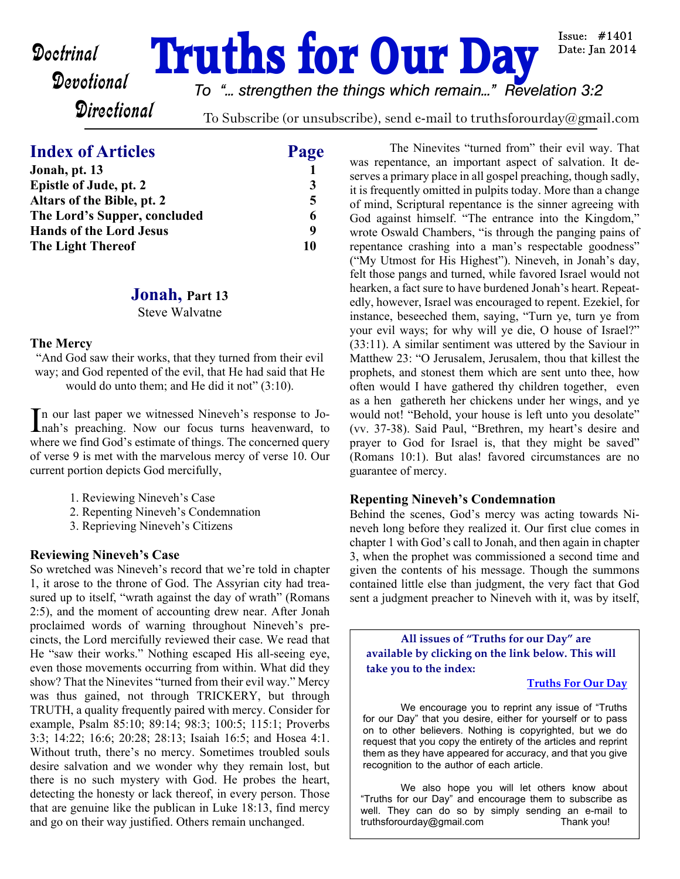# Truths for Our Day

Doctrinal
Devotional
Directional

Issue: #1401
Date: Jan 2014

To "... strengthen the things which remain..." Revelation 3:2

To Subscribe (or unsubscribe), send e-mail to truthsforourday@gmail.com

## Index of Articles

| Index of Articles | Page |
|---|---|
| **Jonah, pt. 13** | **1** |
| **Epistle of Jude, pt. 2** | **3** |
| **Altars of the Bible, pt. 2** | **5** |
| **The Lord's Supper, concluded** | **6** |
| **Hands of the Lord Jesus** | **9** |
| **The Light Thereof** | **10** |

## Jonah, Part 13

Steve Walvatne

### The Mercy

"And God saw their works, that they turned from their evil way; and God repented of the evil, that He had said that He would do unto them; and He did it not" (3:10).

In our last paper we witnessed Nineveh's response to Jonah's preaching. Now our focus turns heavenward, to where we find God's estimate of things. The concerned query of verse 9 is met with the marvelous mercy of verse 10. Our current portion depicts God mercifully,

1. Reviewing Nineveh's Case
2. Repenting Nineveh's Condemnation
3. Reprieving Nineveh's Citizens

### Reviewing Nineveh's Case

So wretched was Nineveh's record that we're told in chapter 1, it arose to the throne of God. The Assyrian city had treasured up to itself, "wrath against the day of wrath" (Romans 2:5), and the moment of accounting drew near. After Jonah proclaimed words of warning throughout Nineveh's precincts, the Lord mercifully reviewed their case. We read that He "saw their works." Nothing escaped His all-seeing eye, even those movements occurring from within. What did they show? That the Ninevites "turned from their evil way." Mercy was thus gained, not through TRICKERY, but through TRUTH, a quality frequently paired with mercy. Consider for example, Psalm 85:10; 89:14; 98:3; 100:5; 115:1; Proverbs 3:3; 14:22; 16:6; 20:28; 28:13; Isaiah 16:5; and Hosea 4:1. Without truth, there's no mercy. Sometimes troubled souls desire salvation and we wonder why they remain lost, but there is no such mystery with God. He probes the heart, detecting the honesty or lack thereof, in every person. Those that are genuine like the publican in Luke 18:13, find mercy and go on their way justified. Others remain unchanged.

The Ninevites "turned from" their evil way. That was repentance, an important aspect of salvation. It deserves a primary place in all gospel preaching, though sadly, it is frequently omitted in pulpits today. More than a change of mind, Scriptural repentance is the sinner agreeing with God against himself. "The entrance into the Kingdom," wrote Oswald Chambers, "is through the panging pains of repentance crashing into a man's respectable goodness" ("My Utmost for His Highest"). Nineveh, in Jonah's day, felt those pangs and turned, while favored Israel would not hearken, a fact sure to have burdened Jonah's heart. Repeatedly, however, Israel was encouraged to repent. Ezekiel, for instance, beseeched them, saying, "Turn ye, turn ye from your evil ways; for why will ye die, O house of Israel?" (33:11). A similar sentiment was uttered by the Saviour in Matthew 23: "O Jerusalem, Jerusalem, thou that killest the prophets, and stonest them which are sent unto thee, how often would I have gathered thy children together, even as a hen gathereth her chickens under her wings, and ye would not! "Behold, your house is left unto you desolate" (vv. 37-38). Said Paul, "Brethren, my heart's desire and prayer to God for Israel is, that they might be saved" (Romans 10:1). But alas! favored circumstances are no guarantee of mercy.

### Repenting Nineveh's Condemnation

Behind the scenes, God's mercy was acting towards Nineveh long before they realized it. Our first clue comes in chapter 1 with God's call to Jonah, and then again in chapter 3, when the prophet was commissioned a second time and given the contents of his message. Though the summons contained little else than judgment, the very fact that God sent a judgment preacher to Nineveh with it, was by itself,

---

**All issues of "Truths for our Day" are available by clicking on the link below. This will take you to the index:**

**Truths For Our Day**

We encourage you to reprint any issue of "Truths for our Day" that you desire, either for yourself or to pass on to other believers. Nothing is copyrighted, but we do request that you copy the entirety of the articles and reprint them as they have appeared for accuracy, and that you give recognition to the author of each article.

We also hope you will let others know about "Truths for our Day" and encourage them to subscribe as well. They can do so by simply sending an e-mail to truthsforourday@gmail.com Thank you!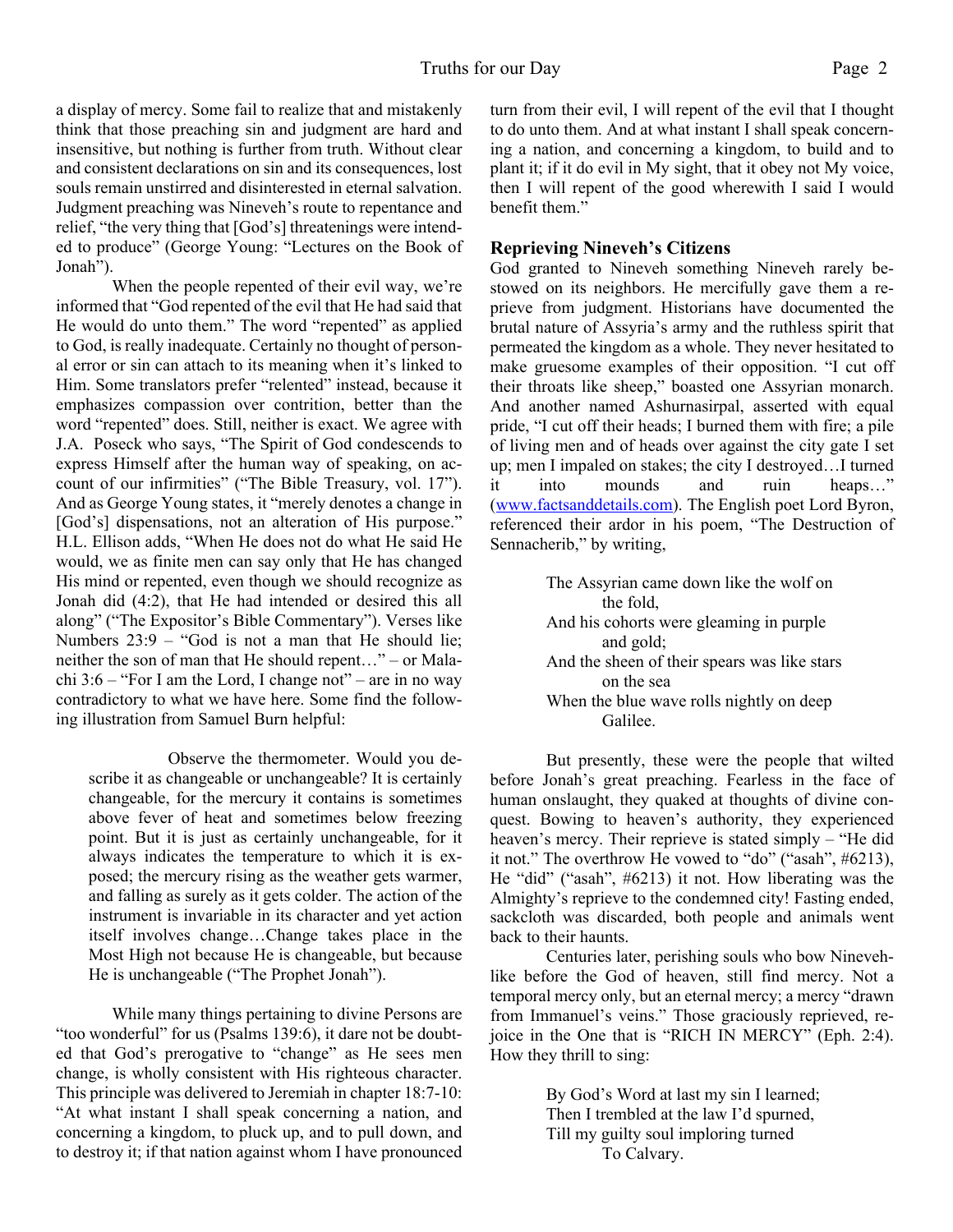a display of mercy. Some fail to realize that and mistakenly think that those preaching sin and judgment are hard and insensitive, but nothing is further from truth. Without clear and consistent declarations on sin and its consequences, lost souls remain unstirred and disinterested in eternal salvation. Judgment preaching was Nineveh's route to repentance and relief, "the very thing that [God's] threatenings were intended to produce" (George Young: "Lectures on the Book of Jonah").

When the people repented of their evil way, we're informed that "God repented of the evil that He had said that He would do unto them." The word "repented" as applied to God, is really inadequate. Certainly no thought of personal error or sin can attach to its meaning when it's linked to Him. Some translators prefer "relented" instead, because it emphasizes compassion over contrition, better than the word "repented" does. Still, neither is exact. We agree with J.A. Poseck who says, "The Spirit of God condescends to express Himself after the human way of speaking, on account of our infirmities" ("The Bible Treasury, vol. 17"). And as George Young states, it "merely denotes a change in [God's] dispensations, not an alteration of His purpose." H.L. Ellison adds, "When He does not do what He said He would, we as finite men can say only that He has changed His mind or repented, even though we should recognize as Jonah did (4:2), that He had intended or desired this all along" ("The Expositor's Bible Commentary"). Verses like Numbers 23:9 – "God is not a man that He should lie; neither the son of man that He should repent…" – or Malachi 3:6 – "For I am the Lord, I change not" – are in no way contradictory to what we have here. Some find the following illustration from Samuel Burn helpful:

> Observe the thermometer. Would you describe it as changeable or unchangeable? It is certainly changeable, for the mercury it contains is sometimes above fever of heat and sometimes below freezing point. But it is just as certainly unchangeable, for it always indicates the temperature to which it is exposed; the mercury rising as the weather gets warmer, and falling as surely as it gets colder. The action of the instrument is invariable in its character and yet action itself involves change…Change takes place in the Most High not because He is changeable, but because He is unchangeable ("The Prophet Jonah").

While many things pertaining to divine Persons are "too wonderful" for us (Psalms 139:6), it dare not be doubted that God's prerogative to "change" as He sees men change, is wholly consistent with His righteous character. This principle was delivered to Jeremiah in chapter 18:7-10: "At what instant I shall speak concerning a nation, and concerning a kingdom, to pluck up, and to pull down, and to destroy it; if that nation against whom I have pronounced turn from their evil, I will repent of the evil that I thought to do unto them. And at what instant I shall speak concerning a nation, and concerning a kingdom, to build and to plant it; if it do evil in My sight, that it obey not My voice, then I will repent of the good wherewith I said I would benefit them."

### Reprieving Nineveh's Citizens

God granted to Nineveh something Nineveh rarely bestowed on its neighbors. He mercifully gave them a reprieve from judgment. Historians have documented the brutal nature of Assyria's army and the ruthless spirit that permeated the kingdom as a whole. They never hesitated to make gruesome examples of their opposition. "I cut off their throats like sheep," boasted one Assyrian monarch. And another named Ashurnasirpal, asserted with equal pride, "I cut off their heads; I burned them with fire; a pile of living men and of heads over against the city gate I set up; men I impaled on stakes; the city I destroyed…I turned it into mounds and ruin heaps…" (www.factsanddetails.com). The English poet Lord Byron, referenced their ardor in his poem, "The Destruction of Sennacherib," by writing,

> The Assyrian came down like the wolf on
> the fold,
> And his cohorts were gleaming in purple
> and gold;
> And the sheen of their spears was like stars
> on the sea
> When the blue wave rolls nightly on deep
> Galilee.

But presently, these were the people that wilted before Jonah's great preaching. Fearless in the face of human onslaught, they quaked at thoughts of divine conquest. Bowing to heaven's authority, they experienced heaven's mercy. Their reprieve is stated simply – "He did it not." The overthrow He vowed to "do" ("asah", #6213), He "did" ("asah", #6213) it not. How liberating was the Almighty's reprieve to the condemned city! Fasting ended, sackcloth was discarded, both people and animals went back to their haunts.

Centuries later, perishing souls who bow Nineveh-like before the God of heaven, still find mercy. Not a temporal mercy only, but an eternal mercy; a mercy "drawn from Immanuel's veins." Those graciously reprieved, rejoice in the One that is "RICH IN MERCY" (Eph. 2:4). How they thrill to sing:

> By God's Word at last my sin I learned;
> Then I trembled at the law I'd spurned,
> Till my guilty soul imploring turned
> To Calvary.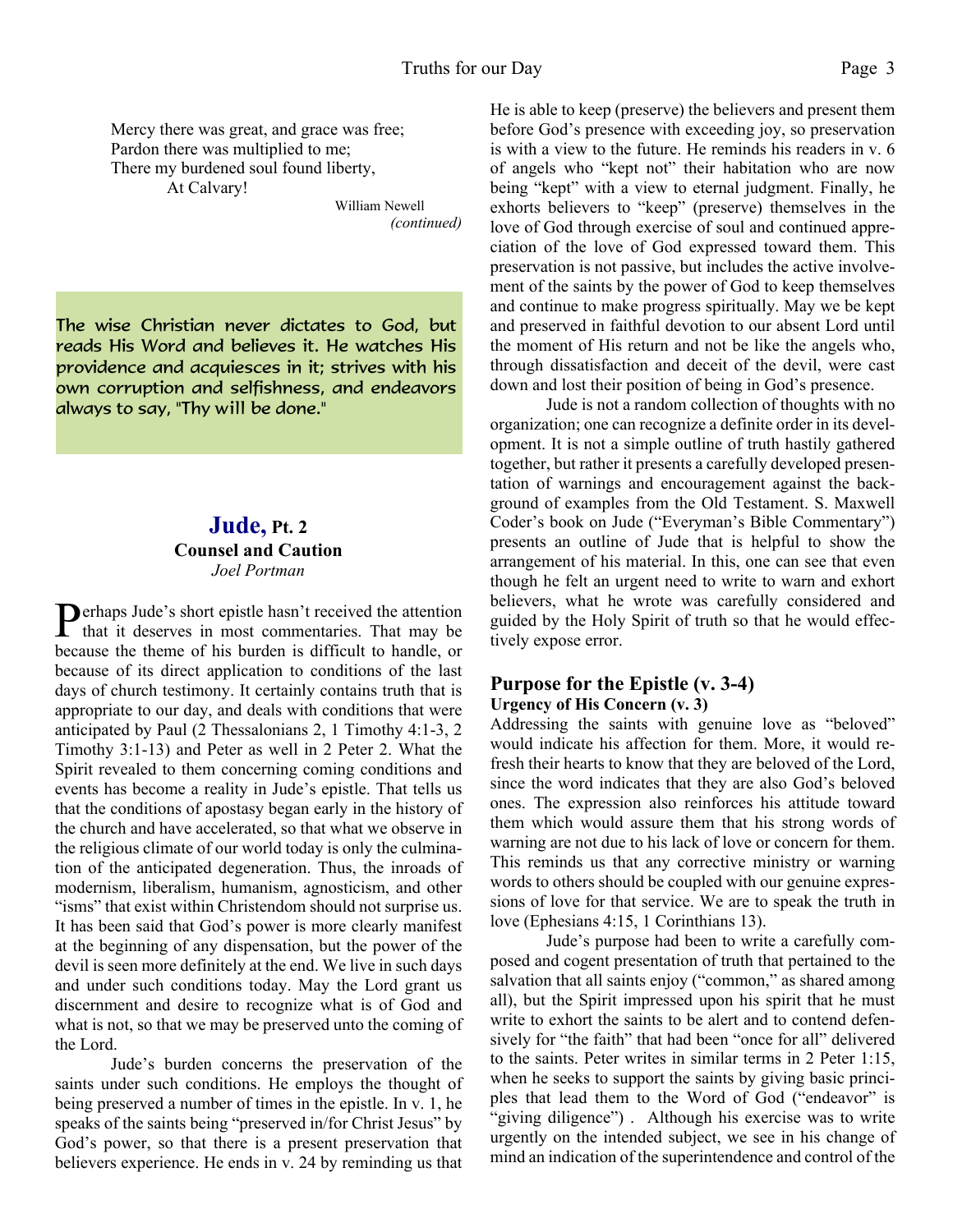Mercy there was great, and grace was free;
Pardon there was multiplied to me;
There my burdened soul found liberty,
At Calvary!

William Newell
*(continued)*

The wise Christian never dictates to God, but reads His Word and believes it. He watches His providence and acquiesces in it; strives with his own corruption and selfishness, and endeavors always to say, "Thy will be done."

## Jude, Pt. 2

**Counsel and Caution**

*Joel Portman*

Perhaps Jude's short epistle hasn't received the attention that it deserves in most commentaries. That may be because the theme of his burden is difficult to handle, or because of its direct application to conditions of the last days of church testimony. It certainly contains truth that is appropriate to our day, and deals with conditions that were anticipated by Paul (2 Thessalonians 2, 1 Timothy 4:1-3, 2 Timothy 3:1-13) and Peter as well in 2 Peter 2. What the Spirit revealed to them concerning coming conditions and events has become a reality in Jude's epistle. That tells us that the conditions of apostasy began early in the history of the church and have accelerated, so that what we observe in the religious climate of our world today is only the culmination of the anticipated degeneration. Thus, the inroads of modernism, liberalism, humanism, agnosticism, and other "isms" that exist within Christendom should not surprise us. It has been said that God's power is more clearly manifest at the beginning of any dispensation, but the power of the devil is seen more definitely at the end. We live in such days and under such conditions today. May the Lord grant us discernment and desire to recognize what is of God and what is not, so that we may be preserved unto the coming of the Lord.

Jude's burden concerns the preservation of the saints under such conditions. He employs the thought of being preserved a number of times in the epistle. In v. 1, he speaks of the saints being "preserved in/for Christ Jesus" by God's power, so that there is a present preservation that believers experience. He ends in v. 24 by reminding us that He is able to keep (preserve) the believers and present them before God's presence with exceeding joy, so preservation is with a view to the future. He reminds his readers in v. 6 of angels who "kept not" their habitation who are now being "kept" with a view to eternal judgment. Finally, he exhorts believers to "keep" (preserve) themselves in the love of God through exercise of soul and continued appreciation of the love of God expressed toward them. This preservation is not passive, but includes the active involvement of the saints by the power of God to keep themselves and continue to make progress spiritually. May we be kept and preserved in faithful devotion to our absent Lord until the moment of His return and not be like the angels who, through dissatisfaction and deceit of the devil, were cast down and lost their position of being in God's presence.

Jude is not a random collection of thoughts with no organization; one can recognize a definite order in its development. It is not a simple outline of truth hastily gathered together, but rather it presents a carefully developed presentation of warnings and encouragement against the background of examples from the Old Testament. S. Maxwell Coder's book on Jude ("Everyman's Bible Commentary") presents an outline of Jude that is helpful to show the arrangement of his material. In this, one can see that even though he felt an urgent need to write to warn and exhort believers, what he wrote was carefully considered and guided by the Holy Spirit of truth so that he would effectively expose error.

### Purpose for the Epistle (v. 3-4)

**Urgency of His Concern (v. 3)**

Addressing the saints with genuine love as "beloved" would indicate his affection for them. More, it would refresh their hearts to know that they are beloved of the Lord, since the word indicates that they are also God's beloved ones. The expression also reinforces his attitude toward them which would assure them that his strong words of warning are not due to his lack of love or concern for them. This reminds us that any corrective ministry or warning words to others should be coupled with our genuine expressions of love for that service. We are to speak the truth in love (Ephesians 4:15, 1 Corinthians 13).

Jude's purpose had been to write a carefully composed and cogent presentation of truth that pertained to the salvation that all saints enjoy ("common," as shared among all), but the Spirit impressed upon his spirit that he must write to exhort the saints to be alert and to contend defensively for "the faith" that had been "once for all" delivered to the saints. Peter writes in similar terms in 2 Peter 1:15, when he seeks to support the saints by giving basic principles that lead them to the Word of God ("endeavor" is "giving diligence") . Although his exercise was to write urgently on the intended subject, we see in his change of mind an indication of the superintendence and control of the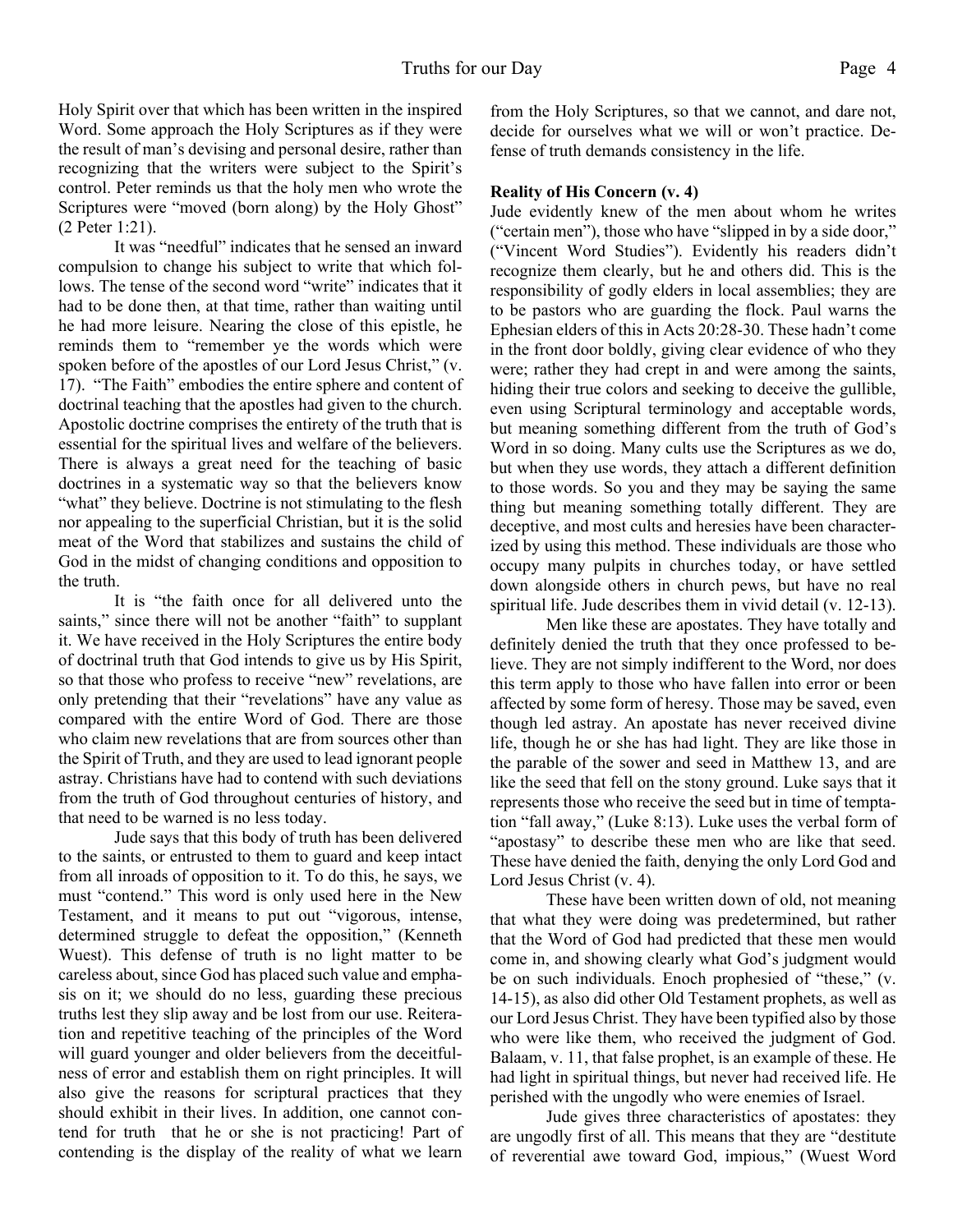Holy Spirit over that which has been written in the inspired Word. Some approach the Holy Scriptures as if they were the result of man's devising and personal desire, rather than recognizing that the writers were subject to the Spirit's control. Peter reminds us that the holy men who wrote the Scriptures were "moved (born along) by the Holy Ghost" (2 Peter 1:21).

It was "needful" indicates that he sensed an inward compulsion to change his subject to write that which follows. The tense of the second word "write" indicates that it had to be done then, at that time, rather than waiting until he had more leisure. Nearing the close of this epistle, he reminds them to "remember ye the words which were spoken before of the apostles of our Lord Jesus Christ," (v. 17). "The Faith" embodies the entire sphere and content of doctrinal teaching that the apostles had given to the church. Apostolic doctrine comprises the entirety of the truth that is essential for the spiritual lives and welfare of the believers. There is always a great need for the teaching of basic doctrines in a systematic way so that the believers know "what" they believe. Doctrine is not stimulating to the flesh nor appealing to the superficial Christian, but it is the solid meat of the Word that stabilizes and sustains the child of God in the midst of changing conditions and opposition to the truth.

It is "the faith once for all delivered unto the saints," since there will not be another "faith" to supplant it. We have received in the Holy Scriptures the entire body of doctrinal truth that God intends to give us by His Spirit, so that those who profess to receive "new" revelations, are only pretending that their "revelations" have any value as compared with the entire Word of God. There are those who claim new revelations that are from sources other than the Spirit of Truth, and they are used to lead ignorant people astray. Christians have had to contend with such deviations from the truth of God throughout centuries of history, and that need to be warned is no less today.

Jude says that this body of truth has been delivered to the saints, or entrusted to them to guard and keep intact from all inroads of opposition to it. To do this, he says, we must "contend." This word is only used here in the New Testament, and it means to put out "vigorous, intense, determined struggle to defeat the opposition," (Kenneth Wuest). This defense of truth is no light matter to be careless about, since God has placed such value and emphasis on it; we should do no less, guarding these precious truths lest they slip away and be lost from our use. Reiteration and repetitive teaching of the principles of the Word will guard younger and older believers from the deceitfulness of error and establish them on right principles. It will also give the reasons for scriptural practices that they should exhibit in their lives. In addition, one cannot contend for truth that he or she is not practicing! Part of contending is the display of the reality of what we learn from the Holy Scriptures, so that we cannot, and dare not, decide for ourselves what we will or won't practice. Defense of truth demands consistency in the life.

**Reality of His Concern (v. 4)**

Jude evidently knew of the men about whom he writes ("certain men"), those who have "slipped in by a side door," ("Vincent Word Studies"). Evidently his readers didn't recognize them clearly, but he and others did. This is the responsibility of godly elders in local assemblies; they are to be pastors who are guarding the flock. Paul warns the Ephesian elders of this in Acts 20:28-30. These hadn't come in the front door boldly, giving clear evidence of who they were; rather they had crept in and were among the saints, hiding their true colors and seeking to deceive the gullible, even using Scriptural terminology and acceptable words, but meaning something different from the truth of God's Word in so doing. Many cults use the Scriptures as we do, but when they use words, they attach a different definition to those words. So you and they may be saying the same thing but meaning something totally different. They are deceptive, and most cults and heresies have been characterized by using this method. These individuals are those who occupy many pulpits in churches today, or have settled down alongside others in church pews, but have no real spiritual life. Jude describes them in vivid detail (v. 12-13).

Men like these are apostates. They have totally and definitely denied the truth that they once professed to believe. They are not simply indifferent to the Word, nor does this term apply to those who have fallen into error or been affected by some form of heresy. Those may be saved, even though led astray. An apostate has never received divine life, though he or she has had light. They are like those in the parable of the sower and seed in Matthew 13, and are like the seed that fell on the stony ground. Luke says that it represents those who receive the seed but in time of temptation "fall away," (Luke 8:13). Luke uses the verbal form of "apostasy" to describe these men who are like that seed. These have denied the faith, denying the only Lord God and Lord Jesus Christ (v. 4).

These have been written down of old, not meaning that what they were doing was predetermined, but rather that the Word of God had predicted that these men would come in, and showing clearly what God's judgment would be on such individuals. Enoch prophesied of "these," (v. 14-15), as also did other Old Testament prophets, as well as our Lord Jesus Christ. They have been typified also by those who were like them, who received the judgment of God. Balaam, v. 11, that false prophet, is an example of these. He had light in spiritual things, but never had received life. He perished with the ungodly who were enemies of Israel.

Jude gives three characteristics of apostates: they are ungodly first of all. This means that they are "destitute of reverential awe toward God, impious," (Wuest Word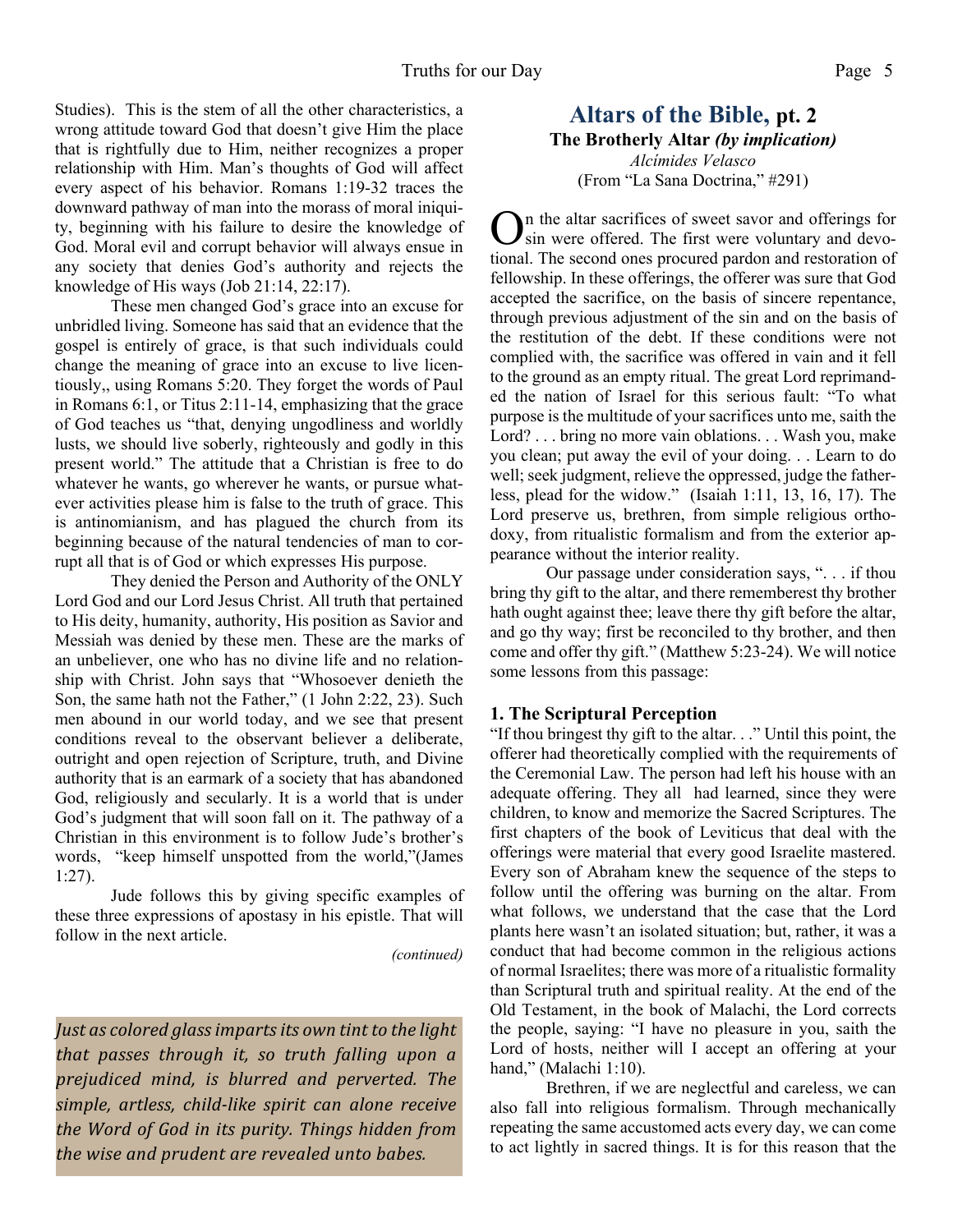Studies). This is the stem of all the other characteristics, a wrong attitude toward God that doesn't give Him the place that is rightfully due to Him, neither recognizes a proper relationship with Him. Man's thoughts of God will affect every aspect of his behavior. Romans 1:19-32 traces the downward pathway of man into the morass of moral iniquity, beginning with his failure to desire the knowledge of God. Moral evil and corrupt behavior will always ensue in any society that denies God's authority and rejects the knowledge of His ways (Job 21:14, 22:17).

These men changed God's grace into an excuse for unbridled living. Someone has said that an evidence that the gospel is entirely of grace, is that such individuals could change the meaning of grace into an excuse to live licentiously,, using Romans 5:20. They forget the words of Paul in Romans 6:1, or Titus 2:11-14, emphasizing that the grace of God teaches us "that, denying ungodliness and worldly lusts, we should live soberly, righteously and godly in this present world." The attitude that a Christian is free to do whatever he wants, go wherever he wants, or pursue whatever activities please him is false to the truth of grace. This is antinomianism, and has plagued the church from its beginning because of the natural tendencies of man to corrupt all that is of God or which expresses His purpose.

They denied the Person and Authority of the ONLY Lord God and our Lord Jesus Christ. All truth that pertained to His deity, humanity, authority, His position as Savior and Messiah was denied by these men. These are the marks of an unbeliever, one who has no divine life and no relationship with Christ. John says that "Whosoever denieth the Son, the same hath not the Father," (1 John 2:22, 23). Such men abound in our world today, and we see that present conditions reveal to the observant believer a deliberate, outright and open rejection of Scripture, truth, and Divine authority that is an earmark of a society that has abandoned God, religiously and secularly. It is a world that is under God's judgment that will soon fall on it. The pathway of a Christian in this environment is to follow Jude's brother's words, "keep himself unspotted from the world,"(James 1:27).

Jude follows this by giving specific examples of these three expressions of apostasy in his epistle. That will follow in the next article.

*(continued)*

*Just as colored glass imparts its own tint to the light that passes through it, so truth falling upon a prejudiced mind, is blurred and perverted. The simple, artless, child-like spirit can alone receive the Word of God in its purity. Things hidden from the wise and prudent are revealed unto babes.*

## Altars of the Bible, pt. 2

**The Brotherly Altar *(by implication)***

*Alcímides Velasco*

(From "La Sana Doctrina," #291)

On the altar sacrifices of sweet savor and offerings for sin were offered. The first were voluntary and devotional. The second ones procured pardon and restoration of fellowship. In these offerings, the offerer was sure that God accepted the sacrifice, on the basis of sincere repentance, through previous adjustment of the sin and on the basis of the restitution of the debt. If these conditions were not complied with, the sacrifice was offered in vain and it fell to the ground as an empty ritual. The great Lord reprimanded the nation of Israel for this serious fault: "To what purpose is the multitude of your sacrifices unto me, saith the Lord? . . . bring no more vain oblations. . . Wash you, make you clean; put away the evil of your doing. . . Learn to do well; seek judgment, relieve the oppressed, judge the fatherless, plead for the widow." (Isaiah 1:11, 13, 16, 17). The Lord preserve us, brethren, from simple religious orthodoxy, from ritualistic formalism and from the exterior appearance without the interior reality.

Our passage under consideration says, ". . . if thou bring thy gift to the altar, and there rememberest thy brother hath ought against thee; leave there thy gift before the altar, and go thy way; first be reconciled to thy brother, and then come and offer thy gift." (Matthew 5:23-24). We will notice some lessons from this passage:

### 1. The Scriptural Perception

"If thou bringest thy gift to the altar. . ." Until this point, the offerer had theoretically complied with the requirements of the Ceremonial Law. The person had left his house with an adequate offering. They all had learned, since they were children, to know and memorize the Sacred Scriptures. The first chapters of the book of Leviticus that deal with the offerings were material that every good Israelite mastered. Every son of Abraham knew the sequence of the steps to follow until the offering was burning on the altar. From what follows, we understand that the case that the Lord plants here wasn't an isolated situation; but, rather, it was a conduct that had become common in the religious actions of normal Israelites; there was more of a ritualistic formality than Scriptural truth and spiritual reality. At the end of the Old Testament, in the book of Malachi, the Lord corrects the people, saying: "I have no pleasure in you, saith the Lord of hosts, neither will I accept an offering at your hand," (Malachi 1:10).

Brethren, if we are neglectful and careless, we can also fall into religious formalism. Through mechanically repeating the same accustomed acts every day, we can come to act lightly in sacred things. It is for this reason that the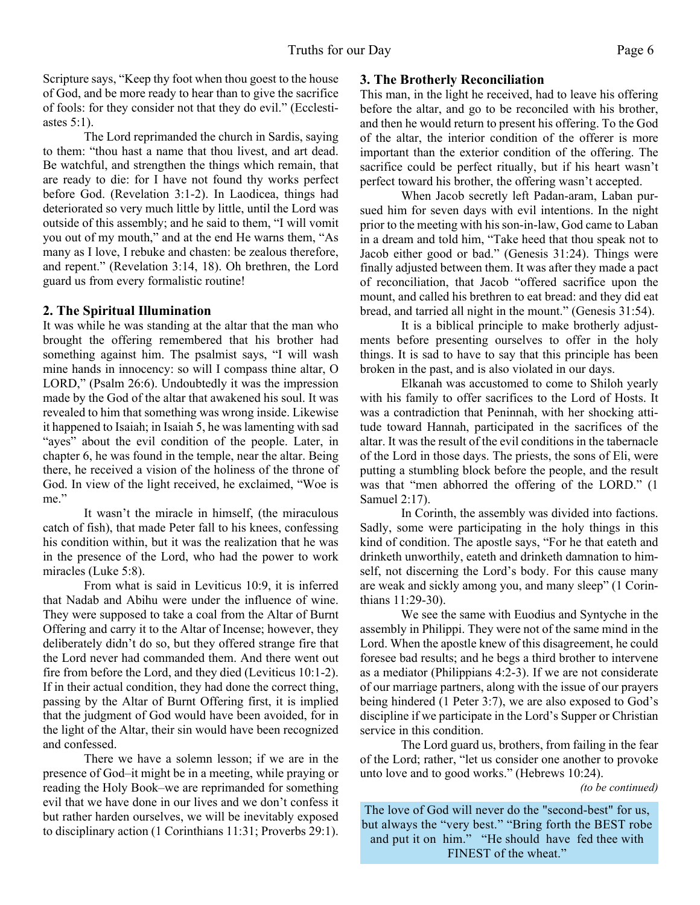Scripture says, "Keep thy foot when thou goest to the house of God, and be more ready to hear than to give the sacrifice of fools: for they consider not that they do evil." (Ecclesiastes 5:1).

The Lord reprimanded the church in Sardis, saying to them: "thou hast a name that thou livest, and art dead. Be watchful, and strengthen the things which remain, that are ready to die: for I have not found thy works perfect before God. (Revelation 3:1-2). In Laodicea, things had deteriorated so very much little by little, until the Lord was outside of this assembly; and he said to them, "I will vomit you out of my mouth," and at the end He warns them, "As many as I love, I rebuke and chasten: be zealous therefore, and repent." (Revelation 3:14, 18). Oh brethren, the Lord guard us from every formalistic routine!

### 2. The Spiritual Illumination

It was while he was standing at the altar that the man who brought the offering remembered that his brother had something against him. The psalmist says, "I will wash mine hands in innocency: so will I compass thine altar, O LORD," (Psalm 26:6). Undoubtedly it was the impression made by the God of the altar that awakened his soul. It was revealed to him that something was wrong inside. Likewise it happened to Isaiah; in Isaiah 5, he was lamenting with sad "ayes" about the evil condition of the people. Later, in chapter 6, he was found in the temple, near the altar. Being there, he received a vision of the holiness of the throne of God. In view of the light received, he exclaimed, "Woe is me."

It wasn't the miracle in himself, (the miraculous catch of fish), that made Peter fall to his knees, confessing his condition within, but it was the realization that he was in the presence of the Lord, who had the power to work miracles (Luke 5:8).

From what is said in Leviticus 10:9, it is inferred that Nadab and Abihu were under the influence of wine. They were supposed to take a coal from the Altar of Burnt Offering and carry it to the Altar of Incense; however, they deliberately didn't do so, but they offered strange fire that the Lord never had commanded them. And there went out fire from before the Lord, and they died (Leviticus 10:1-2). If in their actual condition, they had done the correct thing, passing by the Altar of Burnt Offering first, it is implied that the judgment of God would have been avoided, for in the light of the Altar, their sin would have been recognized and confessed.

There we have a solemn lesson; if we are in the presence of God–it might be in a meeting, while praying or reading the Holy Book–we are reprimanded for something evil that we have done in our lives and we don't confess it but rather harden ourselves, we will be inevitably exposed to disciplinary action (1 Corinthians 11:31; Proverbs 29:1).

### 3. The Brotherly Reconciliation

This man, in the light he received, had to leave his offering before the altar, and go to be reconciled with his brother, and then he would return to present his offering. To the God of the altar, the interior condition of the offerer is more important than the exterior condition of the offering. The sacrifice could be perfect ritually, but if his heart wasn't perfect toward his brother, the offering wasn't accepted.

When Jacob secretly left Padan-aram, Laban pursued him for seven days with evil intentions. In the night prior to the meeting with his son-in-law, God came to Laban in a dream and told him, "Take heed that thou speak not to Jacob either good or bad." (Genesis 31:24). Things were finally adjusted between them. It was after they made a pact of reconciliation, that Jacob "offered sacrifice upon the mount, and called his brethren to eat bread: and they did eat bread, and tarried all night in the mount." (Genesis 31:54).

It is a biblical principle to make brotherly adjustments before presenting ourselves to offer in the holy things. It is sad to have to say that this principle has been broken in the past, and is also violated in our days.

Elkanah was accustomed to come to Shiloh yearly with his family to offer sacrifices to the Lord of Hosts. It was a contradiction that Peninnah, with her shocking attitude toward Hannah, participated in the sacrifices of the altar. It was the result of the evil conditions in the tabernacle of the Lord in those days. The priests, the sons of Eli, were putting a stumbling block before the people, and the result was that "men abhorred the offering of the LORD." (1 Samuel 2:17).

In Corinth, the assembly was divided into factions. Sadly, some were participating in the holy things in this kind of condition. The apostle says, "For he that eateth and drinketh unworthily, eateth and drinketh damnation to himself, not discerning the Lord's body. For this cause many are weak and sickly among you, and many sleep" (1 Corinthians 11:29-30).

We see the same with Euodius and Syntyche in the assembly in Philippi. They were not of the same mind in the Lord. When the apostle knew of this disagreement, he could foresee bad results; and he begs a third brother to intervene as a mediator (Philippians 4:2-3). If we are not considerate of our marriage partners, along with the issue of our prayers being hindered (1 Peter 3:7), we are also exposed to God's discipline if we participate in the Lord's Supper or Christian service in this condition.

The Lord guard us, brothers, from failing in the fear of the Lord; rather, "let us consider one another to provoke unto love and to good works." (Hebrews 10:24).

*(to be continued)*

The love of God will never do the "second-best" for us, but always the "very best." "Bring forth the BEST robe and put it on him." "He should have fed thee with FINEST of the wheat."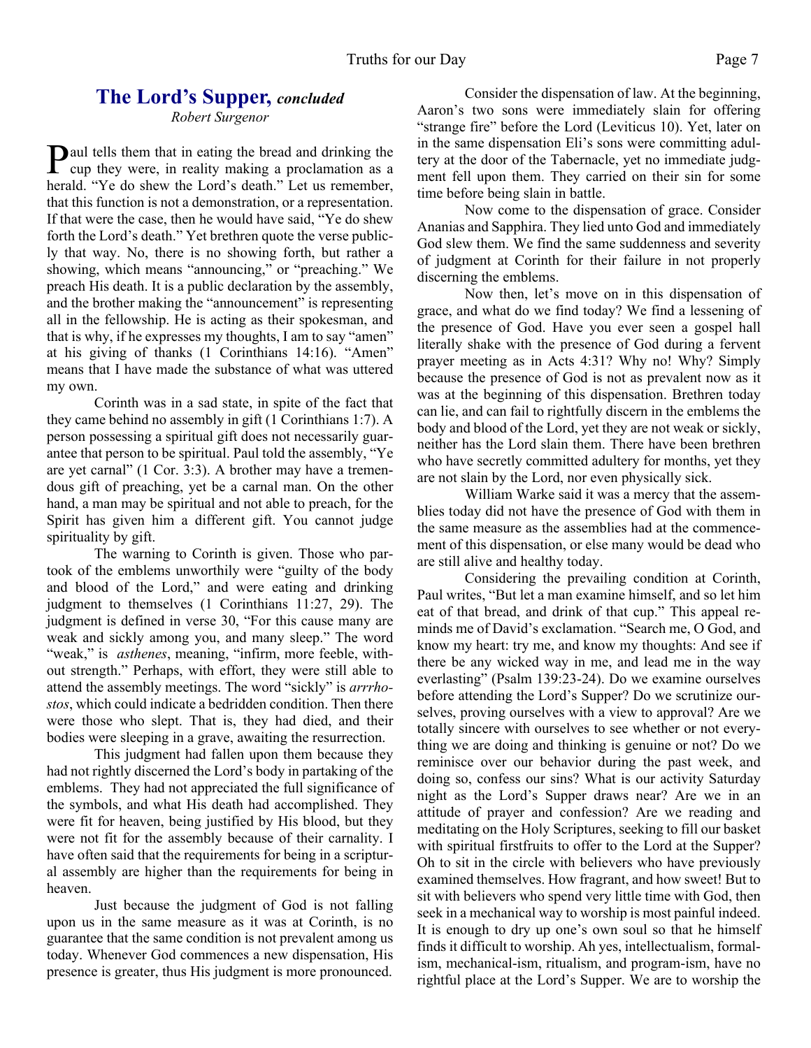## The Lord's Supper, *concluded*

*Robert Surgenor*

Paul tells them that in eating the bread and drinking the cup they were, in reality making a proclamation as a herald. "Ye do shew the Lord's death." Let us remember, that this function is not a demonstration, or a representation. If that were the case, then he would have said, "Ye do shew forth the Lord's death." Yet brethren quote the verse publicly that way. No, there is no showing forth, but rather a showing, which means "announcing," or "preaching." We preach His death. It is a public declaration by the assembly, and the brother making the "announcement" is representing all in the fellowship. He is acting as their spokesman, and that is why, if he expresses my thoughts, I am to say "amen" at his giving of thanks (1 Corinthians 14:16). "Amen" means that I have made the substance of what was uttered my own.

Corinth was in a sad state, in spite of the fact that they came behind no assembly in gift (1 Corinthians 1:7). A person possessing a spiritual gift does not necessarily guarantee that person to be spiritual. Paul told the assembly, "Ye are yet carnal" (1 Cor. 3:3). A brother may have a tremendous gift of preaching, yet be a carnal man. On the other hand, a man may be spiritual and not able to preach, for the Spirit has given him a different gift. You cannot judge spirituality by gift.

The warning to Corinth is given. Those who partook of the emblems unworthily were "guilty of the body and blood of the Lord," and were eating and drinking judgment to themselves (1 Corinthians 11:27, 29). The judgment is defined in verse 30, "For this cause many are weak and sickly among you, and many sleep." The word "weak," is *asthenes*, meaning, "infirm, more feeble, without strength." Perhaps, with effort, they were still able to attend the assembly meetings. The word "sickly" is *arrrhostos*, which could indicate a bedridden condition. Then there were those who slept. That is, they had died, and their bodies were sleeping in a grave, awaiting the resurrection.

This judgment had fallen upon them because they had not rightly discerned the Lord's body in partaking of the emblems. They had not appreciated the full significance of the symbols, and what His death had accomplished. They were fit for heaven, being justified by His blood, but they were not fit for the assembly because of their carnality. I have often said that the requirements for being in a scriptural assembly are higher than the requirements for being in heaven.

Just because the judgment of God is not falling upon us in the same measure as it was at Corinth, is no guarantee that the same condition is not prevalent among us today. Whenever God commences a new dispensation, His presence is greater, thus His judgment is more pronounced.

Consider the dispensation of law. At the beginning, Aaron's two sons were immediately slain for offering "strange fire" before the Lord (Leviticus 10). Yet, later on in the same dispensation Eli's sons were committing adultery at the door of the Tabernacle, yet no immediate judgment fell upon them. They carried on their sin for some time before being slain in battle.

Now come to the dispensation of grace. Consider Ananias and Sapphira. They lied unto God and immediately God slew them. We find the same suddenness and severity of judgment at Corinth for their failure in not properly discerning the emblems.

Now then, let's move on in this dispensation of grace, and what do we find today? We find a lessening of the presence of God. Have you ever seen a gospel hall literally shake with the presence of God during a fervent prayer meeting as in Acts 4:31? Why no! Why? Simply because the presence of God is not as prevalent now as it was at the beginning of this dispensation. Brethren today can lie, and can fail to rightfully discern in the emblems the body and blood of the Lord, yet they are not weak or sickly, neither has the Lord slain them. There have been brethren who have secretly committed adultery for months, yet they are not slain by the Lord, nor even physically sick.

William Warke said it was a mercy that the assemblies today did not have the presence of God with them in the same measure as the assemblies had at the commencement of this dispensation, or else many would be dead who are still alive and healthy today.

Considering the prevailing condition at Corinth, Paul writes, "But let a man examine himself, and so let him eat of that bread, and drink of that cup." This appeal reminds me of David's exclamation. "Search me, O God, and know my heart: try me, and know my thoughts: And see if there be any wicked way in me, and lead me in the way everlasting" (Psalm 139:23-24). Do we examine ourselves before attending the Lord's Supper? Do we scrutinize ourselves, proving ourselves with a view to approval? Are we totally sincere with ourselves to see whether or not everything we are doing and thinking is genuine or not? Do we reminisce over our behavior during the past week, and doing so, confess our sins? What is our activity Saturday night as the Lord's Supper draws near? Are we in an attitude of prayer and confession? Are we reading and meditating on the Holy Scriptures, seeking to fill our basket with spiritual firstfruits to offer to the Lord at the Supper? Oh to sit in the circle with believers who have previously examined themselves. How fragrant, and how sweet! But to sit with believers who spend very little time with God, then seek in a mechanical way to worship is most painful indeed. It is enough to dry up one's own soul so that he himself finds it difficult to worship. Ah yes, intellectualism, formalism, mechanical-ism, ritualism, and program-ism, have no rightful place at the Lord's Supper. We are to worship the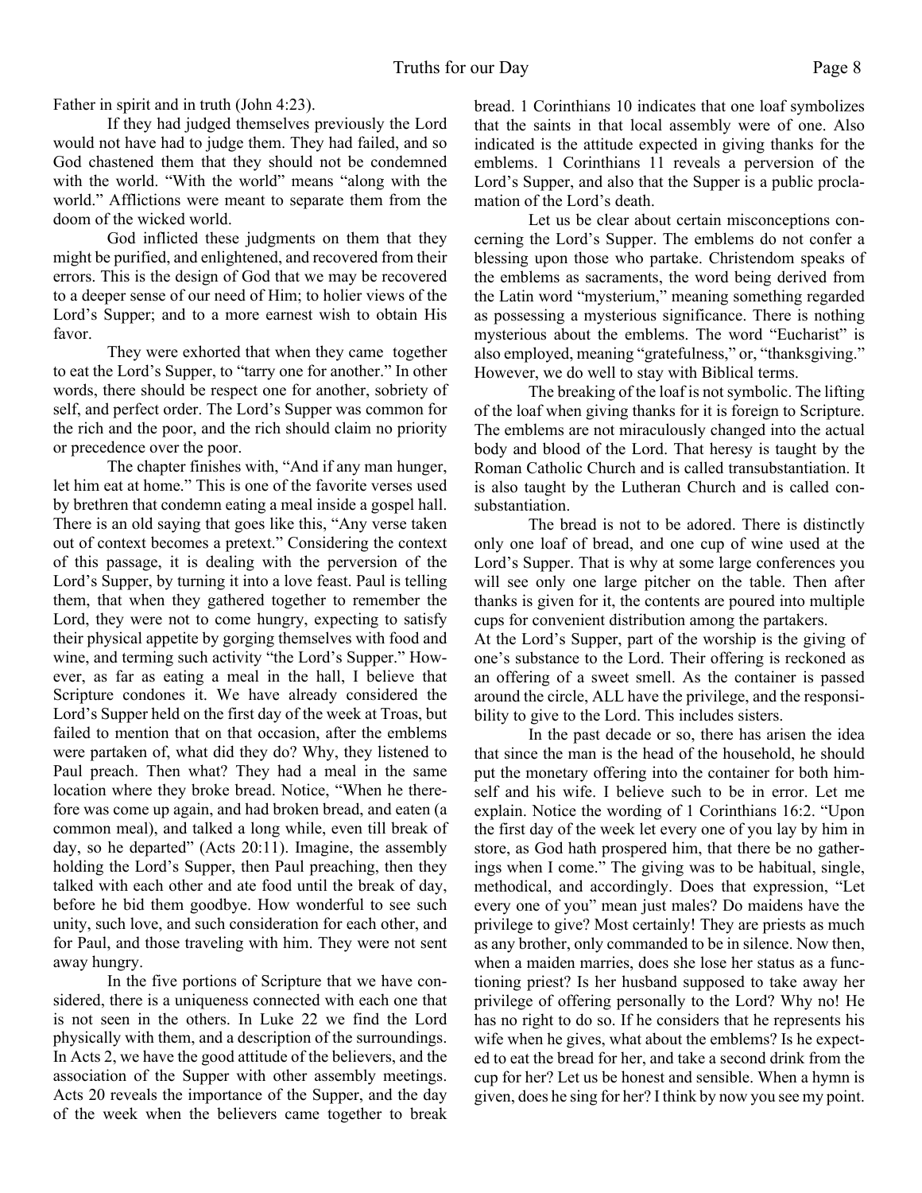Father in spirit and in truth (John 4:23).

If they had judged themselves previously the Lord would not have had to judge them. They had failed, and so God chastened them that they should not be condemned with the world. "With the world" means "along with the world." Afflictions were meant to separate them from the doom of the wicked world.

God inflicted these judgments on them that they might be purified, and enlightened, and recovered from their errors. This is the design of God that we may be recovered to a deeper sense of our need of Him; to holier views of the Lord's Supper; and to a more earnest wish to obtain His favor.

They were exhorted that when they came together to eat the Lord's Supper, to "tarry one for another." In other words, there should be respect one for another, sobriety of self, and perfect order. The Lord's Supper was common for the rich and the poor, and the rich should claim no priority or precedence over the poor.

The chapter finishes with, "And if any man hunger, let him eat at home." This is one of the favorite verses used by brethren that condemn eating a meal inside a gospel hall. There is an old saying that goes like this, "Any verse taken out of context becomes a pretext." Considering the context of this passage, it is dealing with the perversion of the Lord's Supper, by turning it into a love feast. Paul is telling them, that when they gathered together to remember the Lord, they were not to come hungry, expecting to satisfy their physical appetite by gorging themselves with food and wine, and terming such activity "the Lord's Supper." However, as far as eating a meal in the hall, I believe that Scripture condones it. We have already considered the Lord's Supper held on the first day of the week at Troas, but failed to mention that on that occasion, after the emblems were partaken of, what did they do? Why, they listened to Paul preach. Then what? They had a meal in the same location where they broke bread. Notice, "When he therefore was come up again, and had broken bread, and eaten (a common meal), and talked a long while, even till break of day, so he departed" (Acts 20:11). Imagine, the assembly holding the Lord's Supper, then Paul preaching, then they talked with each other and ate food until the break of day, before he bid them goodbye. How wonderful to see such unity, such love, and such consideration for each other, and for Paul, and those traveling with him. They were not sent away hungry.

In the five portions of Scripture that we have considered, there is a uniqueness connected with each one that is not seen in the others. In Luke 22 we find the Lord physically with them, and a description of the surroundings. In Acts 2, we have the good attitude of the believers, and the association of the Supper with other assembly meetings. Acts 20 reveals the importance of the Supper, and the day of the week when the believers came together to break bread. 1 Corinthians 10 indicates that one loaf symbolizes that the saints in that local assembly were of one. Also indicated is the attitude expected in giving thanks for the emblems. 1 Corinthians 11 reveals a perversion of the Lord's Supper, and also that the Supper is a public proclamation of the Lord's death.

Let us be clear about certain misconceptions concerning the Lord's Supper. The emblems do not confer a blessing upon those who partake. Christendom speaks of the emblems as sacraments, the word being derived from the Latin word "mysterium," meaning something regarded as possessing a mysterious significance. There is nothing mysterious about the emblems. The word "Eucharist" is also employed, meaning "gratefulness," or, "thanksgiving." However, we do well to stay with Biblical terms.

The breaking of the loaf is not symbolic. The lifting of the loaf when giving thanks for it is foreign to Scripture. The emblems are not miraculously changed into the actual body and blood of the Lord. That heresy is taught by the Roman Catholic Church and is called transubstantiation. It is also taught by the Lutheran Church and is called consubstantiation.

The bread is not to be adored. There is distinctly only one loaf of bread, and one cup of wine used at the Lord's Supper. That is why at some large conferences you will see only one large pitcher on the table. Then after thanks is given for it, the contents are poured into multiple cups for convenient distribution among the partakers.

At the Lord's Supper, part of the worship is the giving of one's substance to the Lord. Their offering is reckoned as an offering of a sweet smell. As the container is passed around the circle, ALL have the privilege, and the responsibility to give to the Lord. This includes sisters.

In the past decade or so, there has arisen the idea that since the man is the head of the household, he should put the monetary offering into the container for both himself and his wife. I believe such to be in error. Let me explain. Notice the wording of 1 Corinthians 16:2. "Upon the first day of the week let every one of you lay by him in store, as God hath prospered him, that there be no gatherings when I come." The giving was to be habitual, single, methodical, and accordingly. Does that expression, "Let every one of you" mean just males? Do maidens have the privilege to give? Most certainly! They are priests as much as any brother, only commanded to be in silence. Now then, when a maiden marries, does she lose her status as a functioning priest? Is her husband supposed to take away her privilege of offering personally to the Lord? Why no! He has no right to do so. If he considers that he represents his wife when he gives, what about the emblems? Is he expected to eat the bread for her, and take a second drink from the cup for her? Let us be honest and sensible. When a hymn is given, does he sing for her? I think by now you see my point.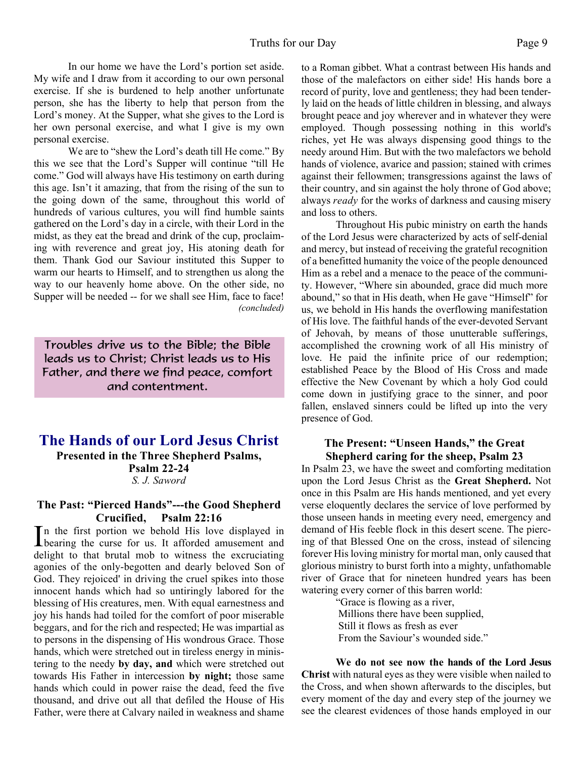In our home we have the Lord's portion set aside. My wife and I draw from it according to our own personal exercise. If she is burdened to help another unfortunate person, she has the liberty to help that person from the Lord's money. At the Supper, what she gives to the Lord is her own personal exercise, and what I give is my own personal exercise.

We are to "shew the Lord's death till He come." By this we see that the Lord's Supper will continue "till He come." God will always have His testimony on earth during this age. Isn't it amazing, that from the rising of the sun to the going down of the same, throughout this world of hundreds of various cultures, you will find humble saints gathered on the Lord's day in a circle, with their Lord in the midst, as they eat the bread and drink of the cup, proclaiming with reverence and great joy, His atoning death for them. Thank God our Saviour instituted this Supper to warm our hearts to Himself, and to strengthen us along the way to our heavenly home above. On the other side, no Supper will be needed -- for we shall see Him, face to face!

*(concluded)*

Troubles drive us to the Bible; the Bible leads us to Christ; Christ leads us to His Father, and there we find peace, comfort and contentment.

## The Hands of our Lord Jesus Christ

**Presented in the Three Shepherd Psalms, Psalm 22-24**

*S. J. Saword*

### The Past: "Pierced Hands"---the Good Shepherd Crucified, Psalm 22:16

In the first portion we behold His love displayed in bearing the curse for us. It afforded amusement and delight to that brutal mob to witness the excruciating agonies of the only-begotten and dearly beloved Son of God. They rejoiced' in driving the cruel spikes into those innocent hands which had so untiringly labored for the blessing of His creatures, men. With equal earnestness and joy his hands had toiled for the comfort of poor miserable beggars, and for the rich and respected; He was impartial as to persons in the dispensing of His wondrous Grace. Those hands, which were stretched out in tireless energy in ministering to the needy **by day, and** which were stretched out towards His Father in intercession **by night;** those same hands which could in power raise the dead, feed the five thousand, and drive out all that defiled the House of His Father, were there at Calvary nailed in weakness and shame to a Roman gibbet. What a contrast between His hands and those of the malefactors on either side! His hands bore a record of purity, love and gentleness; they had been tenderly laid on the heads of little children in blessing, and always brought peace and joy wherever and in whatever they were employed. Though possessing nothing in this world's riches, yet He was always dispensing good things to the needy around Him. But with the two malefactors we behold hands of violence, avarice and passion; stained with crimes against their fellowmen; transgressions against the laws of their country, and sin against the holy throne of God above; always *ready* for the works of darkness and causing misery and loss to others.

Throughout His pubic ministry on earth the hands of the Lord Jesus were characterized by acts of self-denial and mercy, but instead of receiving the grateful recognition of a benefitted humanity the voice of the people denounced Him as a rebel and a menace to the peace of the community. However, "Where sin abounded, grace did much more abound," so that in His death, when He gave "Himself" for us, we behold in His hands the overflowing manifestation of His love. The faithful hands of the ever-devoted Servant of Jehovah, by means of those unutterable sufferings, accomplished the crowning work of all His ministry of love. He paid the infinite price of our redemption; established Peace by the Blood of His Cross and made effective the New Covenant by which a holy God could come down in justifying grace to the sinner, and poor fallen, enslaved sinners could be lifted up into the very presence of God.

### The Present: "Unseen Hands," the Great Shepherd caring for the sheep, Psalm 23

In Psalm 23, we have the sweet and comforting meditation upon the Lord Jesus Christ as the **Great Shepherd.** Not once in this Psalm are His hands mentioned, and yet every verse eloquently declares the service of love performed by those unseen hands in meeting every need, emergency and demand of His feeble flock in this desert scene. The piercing of that Blessed One on the cross, instead of silencing forever His loving ministry for mortal man, only caused that glorious ministry to burst forth into a mighty, unfathomable river of Grace that for nineteen hundred years has been watering every corner of this barren world:

> "Grace is flowing as a river,
> Millions there have been supplied,
> Still it flows as fresh as ever
> From the Saviour's wounded side."

**We do not see now the hands of the Lord Jesus Christ** with natural eyes as they were visible when nailed to the Cross, and when shown afterwards to the disciples, but every moment of the day and every step of the journey we see the clearest evidences of those hands employed in our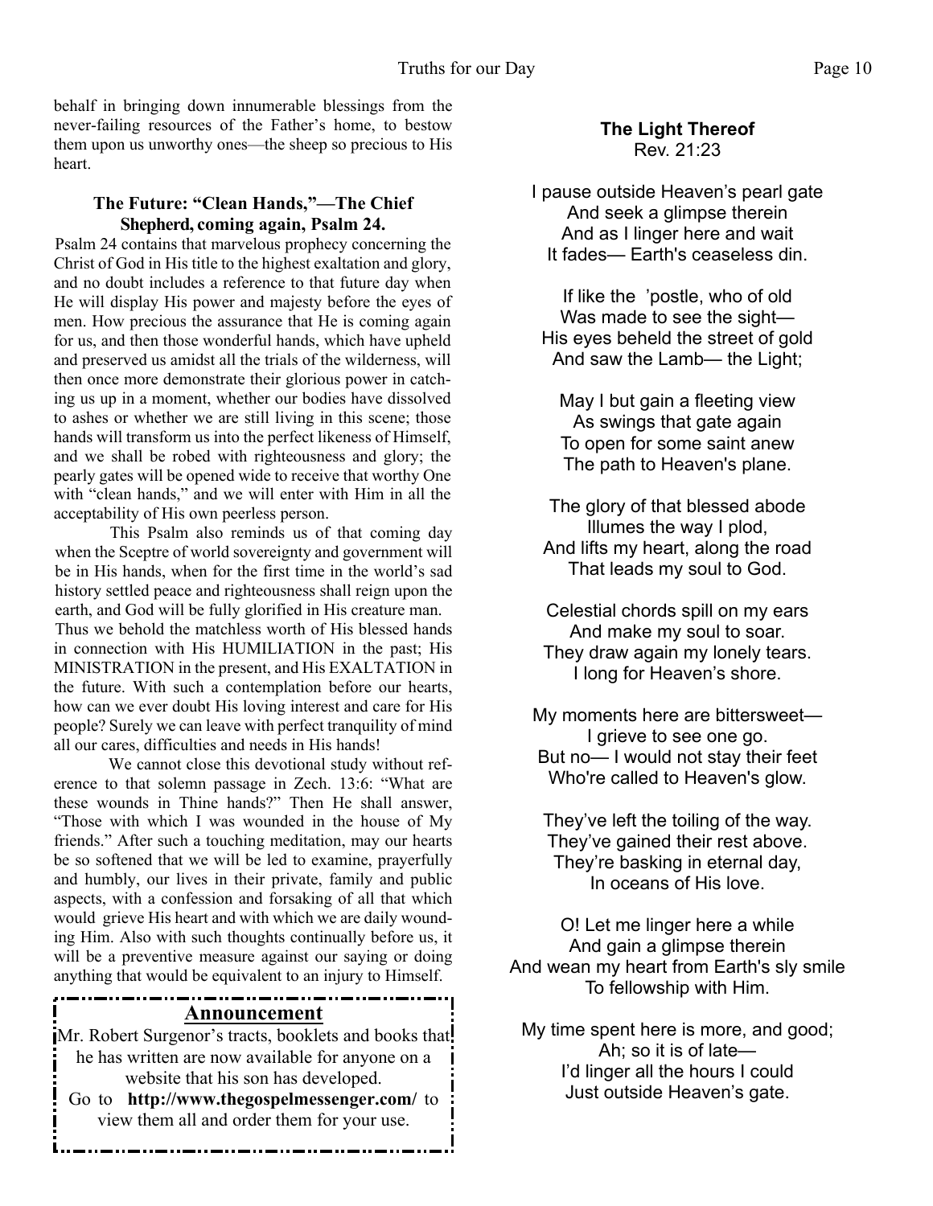behalf in bringing down innumerable blessings from the never-failing resources of the Father's home, to bestow them upon us unworthy ones—the sheep so precious to His heart.

### The Future: "Clean Hands,"—The Chief Shepherd, coming again, Psalm 24.

Psalm 24 contains that marvelous prophecy concerning the Christ of God in His title to the highest exaltation and glory, and no doubt includes a reference to that future day when He will display His power and majesty before the eyes of men. How precious the assurance that He is coming again for us, and then those wonderful hands, which have upheld and preserved us amidst all the trials of the wilderness, will then once more demonstrate their glorious power in catching us up in a moment, whether our bodies have dissolved to ashes or whether we are still living in this scene; those hands will transform us into the perfect likeness of Himself, and we shall be robed with righteousness and glory; the pearly gates will be opened wide to receive that worthy One with "clean hands," and we will enter with Him in all the acceptability of His own peerless person.

This Psalm also reminds us of that coming day when the Sceptre of world sovereignty and government will be in His hands, when for the first time in the world's sad history settled peace and righteousness shall reign upon the earth, and God will be fully glorified in His creature man. Thus we behold the matchless worth of His blessed hands in connection with His HUMILIATION in the past; His MINISTRATION in the present, and His EXALTATION in the future. With such a contemplation before our hearts, how can we ever doubt His loving interest and care for His people? Surely we can leave with perfect tranquility of mind all our cares, difficulties and needs in His hands!

We cannot close this devotional study without reference to that solemn passage in Zech. 13:6: "What are these wounds in Thine hands?" Then He shall answer, "Those with which I was wounded in the house of My friends." After such a touching meditation, may our hearts be so softened that we will be led to examine, prayerfully and humbly, our lives in their private, family and public aspects, with a confession and forsaking of all that which would grieve His heart and with which we are daily wounding Him. Also with such thoughts continually before us, it will be a preventive measure against our saying or doing anything that would be equivalent to an injury to Himself.

## Announcement

Mr. Robert Surgenor's tracts, booklets and books that he has written are now available for anyone on a website that his son has developed.
Go to **http://www.thegospelmessenger.com/** to view them all and order them for your use.

### The Light Thereof
Rev. 21:23

I pause outside Heaven's pearl gate
And seek a glimpse therein
And as I linger here and wait
It fades— Earth's ceaseless din.

If like the 'postle, who of old
Was made to see the sight—
His eyes beheld the street of gold
And saw the Lamb— the Light;

May I but gain a fleeting view
As swings that gate again
To open for some saint anew
The path to Heaven's plane.

The glory of that blessed abode
Illumes the way I plod,
And lifts my heart, along the road
That leads my soul to God.

Celestial chords spill on my ears
And make my soul to soar.
They draw again my lonely tears.
I long for Heaven's shore.

My moments here are bittersweet—
I grieve to see one go.
But no— I would not stay their feet
Who're called to Heaven's glow.

They've left the toiling of the way.
They've gained their rest above.
They're basking in eternal day,
In oceans of His love.

O! Let me linger here a while
And gain a glimpse therein
And wean my heart from Earth's sly smile
To fellowship with Him.

My time spent here is more, and good;
Ah; so it is of late—
I'd linger all the hours I could
Just outside Heaven's gate.